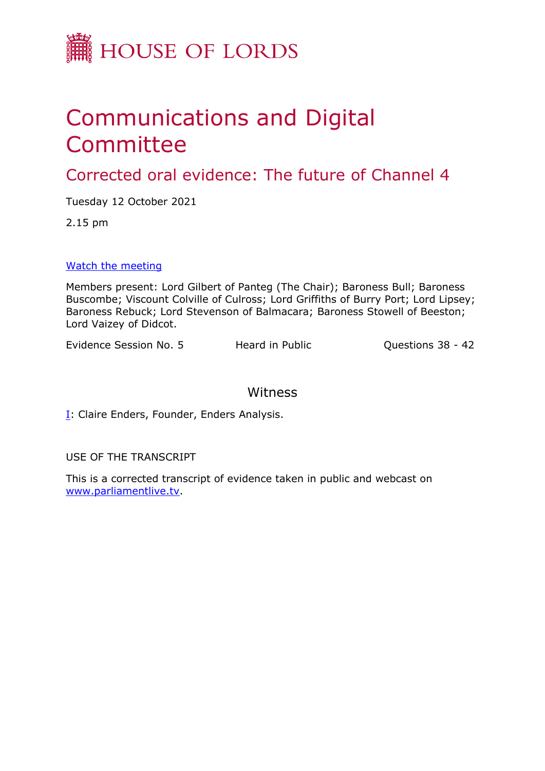HOUSE OF LORDS

# Communications and Digital Committee

## Corrected oral evidence: The future of Channel 4

Tuesday 12 October 2021

2.15 pm

[Watch the meeting](#)

Members present: Lord Gilbert of Panteg (The Chair); Baroness Bull; Baroness Buscombe; Viscount Colville of Culross; Lord Griffiths of Burry Port; Lord Lipsey; Baroness Rebuck; Lord Stevenson of Balmacara; Baroness Stowell of Beeston; Lord Vaizey of Didcot.

Evidence Session No. 5 | Heard in Public | Questions 38 - 42

### Witness

I: Claire Enders, Founder, Enders Analysis.

USE OF THE TRANSCRIPT

This is a corrected transcript of evidence taken in public and webcast on www.parliamentlive.tv.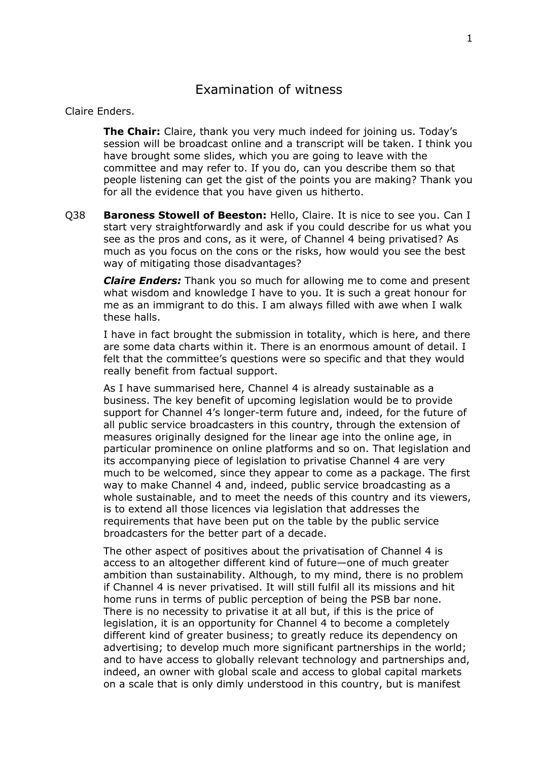# Examination of witness

Claire Enders.

**The Chair:** Claire, thank you very much indeed for joining us. Today's session will be broadcast online and a transcript will be taken. I think you have brought some slides, which you are going to leave with the committee and may refer to. If you do, can you describe them so that people listening can get the gist of the points you are making? Thank you for all the evidence that you have given us hitherto.

Q38 **Baroness Stowell of Beeston:** Hello, Claire. It is nice to see you. Can I start very straightforwardly and ask if you could describe for us what you see as the pros and cons, as it were, of Channel 4 being privatised? As much as you focus on the cons or the risks, how would you see the best way of mitigating those disadvantages?

***Claire Enders:*** Thank you so much for allowing me to come and present what wisdom and knowledge I have to you. It is such a great honour for me as an immigrant to do this. I am always filled with awe when I walk these halls.

I have in fact brought the submission in totality, which is here, and there are some data charts within it. There is an enormous amount of detail. I felt that the committee's questions were so specific and that they would really benefit from factual support.

As I have summarised here, Channel 4 is already sustainable as a business. The key benefit of upcoming legislation would be to provide support for Channel 4's longer-term future and, indeed, for the future of all public service broadcasters in this country, through the extension of measures originally designed for the linear age into the online age, in particular prominence on online platforms and so on. That legislation and its accompanying piece of legislation to privatise Channel 4 are very much to be welcomed, since they appear to come as a package. The first way to make Channel 4 and, indeed, public service broadcasting as a whole sustainable, and to meet the needs of this country and its viewers, is to extend all those licences via legislation that addresses the requirements that have been put on the table by the public service broadcasters for the better part of a decade.

The other aspect of positives about the privatisation of Channel 4 is access to an altogether different kind of future—one of much greater ambition than sustainability. Although, to my mind, there is no problem if Channel 4 is never privatised. It will still fulfil all its missions and hit home runs in terms of public perception of being the PSB bar none. There is no necessity to privatise it at all but, if this is the price of legislation, it is an opportunity for Channel 4 to become a completely different kind of greater business; to greatly reduce its dependency on advertising; to develop much more significant partnerships in the world; and to have access to globally relevant technology and partnerships and, indeed, an owner with global scale and access to global capital markets on a scale that is only dimly understood in this country, but is manifest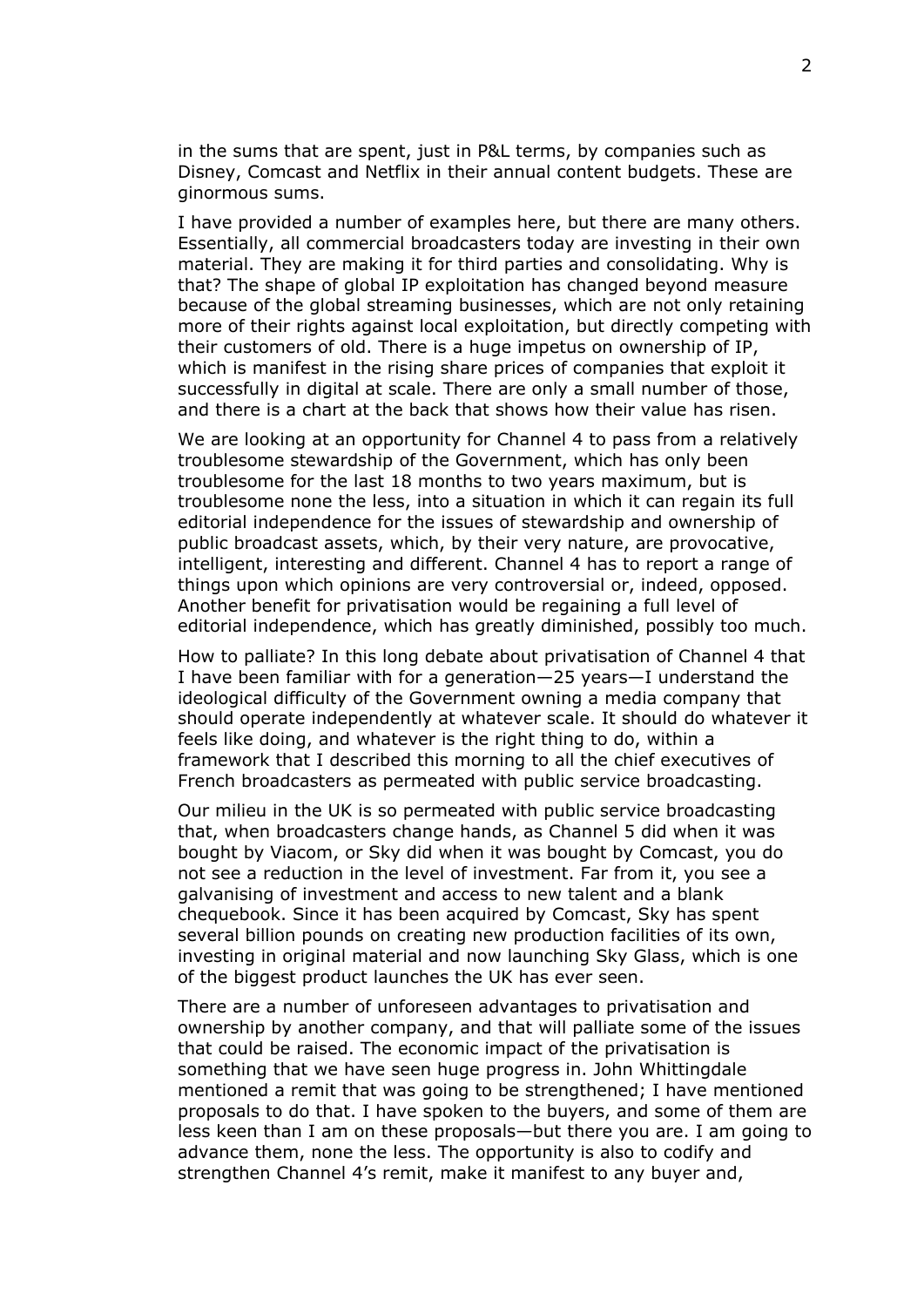in the sums that are spent, just in P&L terms, by companies such as Disney, Comcast and Netflix in their annual content budgets. These are ginormous sums.

I have provided a number of examples here, but there are many others. Essentially, all commercial broadcasters today are investing in their own material. They are making it for third parties and consolidating. Why is that? The shape of global IP exploitation has changed beyond measure because of the global streaming businesses, which are not only retaining more of their rights against local exploitation, but directly competing with their customers of old. There is a huge impetus on ownership of IP, which is manifest in the rising share prices of companies that exploit it successfully in digital at scale. There are only a small number of those, and there is a chart at the back that shows how their value has risen.

We are looking at an opportunity for Channel 4 to pass from a relatively troublesome stewardship of the Government, which has only been troublesome for the last 18 months to two years maximum, but is troublesome none the less, into a situation in which it can regain its full editorial independence for the issues of stewardship and ownership of public broadcast assets, which, by their very nature, are provocative, intelligent, interesting and different. Channel 4 has to report a range of things upon which opinions are very controversial or, indeed, opposed. Another benefit for privatisation would be regaining a full level of editorial independence, which has greatly diminished, possibly too much.

How to palliate? In this long debate about privatisation of Channel 4 that I have been familiar with for a generation—25 years—I understand the ideological difficulty of the Government owning a media company that should operate independently at whatever scale. It should do whatever it feels like doing, and whatever is the right thing to do, within a framework that I described this morning to all the chief executives of French broadcasters as permeated with public service broadcasting.

Our milieu in the UK is so permeated with public service broadcasting that, when broadcasters change hands, as Channel 5 did when it was bought by Viacom, or Sky did when it was bought by Comcast, you do not see a reduction in the level of investment. Far from it, you see a galvanising of investment and access to new talent and a blank chequebook. Since it has been acquired by Comcast, Sky has spent several billion pounds on creating new production facilities of its own, investing in original material and now launching Sky Glass, which is one of the biggest product launches the UK has ever seen.

There are a number of unforeseen advantages to privatisation and ownership by another company, and that will palliate some of the issues that could be raised. The economic impact of the privatisation is something that we have seen huge progress in. John Whittingdale mentioned a remit that was going to be strengthened; I have mentioned proposals to do that. I have spoken to the buyers, and some of them are less keen than I am on these proposals—but there you are. I am going to advance them, none the less. The opportunity is also to codify and strengthen Channel 4's remit, make it manifest to any buyer and,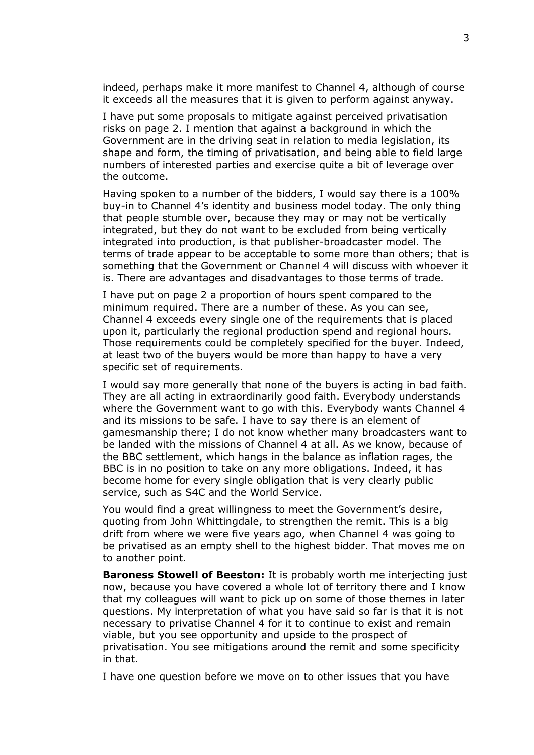indeed, perhaps make it more manifest to Channel 4, although of course it exceeds all the measures that it is given to perform against anyway.

I have put some proposals to mitigate against perceived privatisation risks on page 2. I mention that against a background in which the Government are in the driving seat in relation to media legislation, its shape and form, the timing of privatisation, and being able to field large numbers of interested parties and exercise quite a bit of leverage over the outcome.

Having spoken to a number of the bidders, I would say there is a 100% buy-in to Channel 4's identity and business model today. The only thing that people stumble over, because they may or may not be vertically integrated, but they do not want to be excluded from being vertically integrated into production, is that publisher-broadcaster model. The terms of trade appear to be acceptable to some more than others; that is something that the Government or Channel 4 will discuss with whoever it is. There are advantages and disadvantages to those terms of trade.

I have put on page 2 a proportion of hours spent compared to the minimum required. There are a number of these. As you can see, Channel 4 exceeds every single one of the requirements that is placed upon it, particularly the regional production spend and regional hours. Those requirements could be completely specified for the buyer. Indeed, at least two of the buyers would be more than happy to have a very specific set of requirements.

I would say more generally that none of the buyers is acting in bad faith. They are all acting in extraordinarily good faith. Everybody understands where the Government want to go with this. Everybody wants Channel 4 and its missions to be safe. I have to say there is an element of gamesmanship there; I do not know whether many broadcasters want to be landed with the missions of Channel 4 at all. As we know, because of the BBC settlement, which hangs in the balance as inflation rages, the BBC is in no position to take on any more obligations. Indeed, it has become home for every single obligation that is very clearly public service, such as S4C and the World Service.

You would find a great willingness to meet the Government's desire, quoting from John Whittingdale, to strengthen the remit. This is a big drift from where we were five years ago, when Channel 4 was going to be privatised as an empty shell to the highest bidder. That moves me on to another point.

**Baroness Stowell of Beeston:** It is probably worth me interjecting just now, because you have covered a whole lot of territory there and I know that my colleagues will want to pick up on some of those themes in later questions. My interpretation of what you have said so far is that it is not necessary to privatise Channel 4 for it to continue to exist and remain viable, but you see opportunity and upside to the prospect of privatisation. You see mitigations around the remit and some specificity in that.

I have one question before we move on to other issues that you have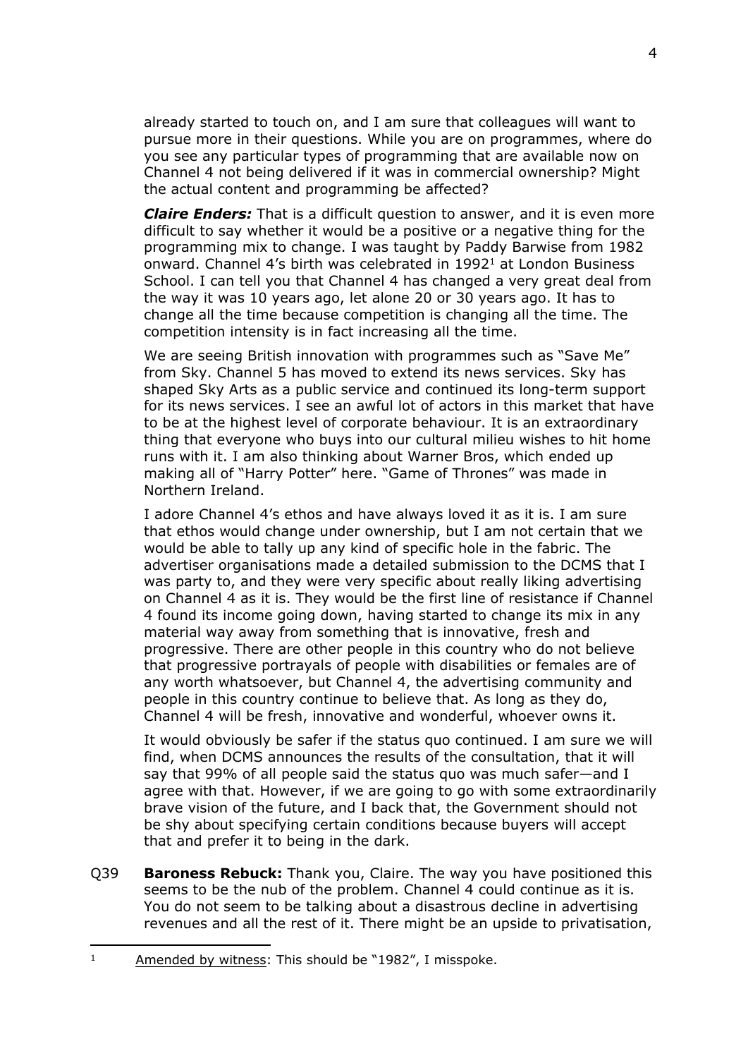already started to touch on, and I am sure that colleagues will want to pursue more in their questions. While you are on programmes, where do you see any particular types of programming that are available now on Channel 4 not being delivered if it was in commercial ownership? Might the actual content and programming be affected?

***Claire Enders:*** That is a difficult question to answer, and it is even more difficult to say whether it would be a positive or a negative thing for the programming mix to change. I was taught by Paddy Barwise from 1982 onward. Channel 4's birth was celebrated in 1992[1] at London Business School. I can tell you that Channel 4 has changed a very great deal from the way it was 10 years ago, let alone 20 or 30 years ago. It has to change all the time because competition is changing all the time. The competition intensity is in fact increasing all the time.

We are seeing British innovation with programmes such as "Save Me" from Sky. Channel 5 has moved to extend its news services. Sky has shaped Sky Arts as a public service and continued its long-term support for its news services. I see an awful lot of actors in this market that have to be at the highest level of corporate behaviour. It is an extraordinary thing that everyone who buys into our cultural milieu wishes to hit home runs with it. I am also thinking about Warner Bros, which ended up making all of "Harry Potter" here. "Game of Thrones" was made in Northern Ireland.

I adore Channel 4's ethos and have always loved it as it is. I am sure that ethos would change under ownership, but I am not certain that we would be able to tally up any kind of specific hole in the fabric. The advertiser organisations made a detailed submission to the DCMS that I was party to, and they were very specific about really liking advertising on Channel 4 as it is. They would be the first line of resistance if Channel 4 found its income going down, having started to change its mix in any material way away from something that is innovative, fresh and progressive. There are other people in this country who do not believe that progressive portrayals of people with disabilities or females are of any worth whatsoever, but Channel 4, the advertising community and people in this country continue to believe that. As long as they do, Channel 4 will be fresh, innovative and wonderful, whoever owns it.

It would obviously be safer if the status quo continued. I am sure we will find, when DCMS announces the results of the consultation, that it will say that 99% of all people said the status quo was much safer—and I agree with that. However, if we are going to go with some extraordinarily brave vision of the future, and I back that, the Government should not be shy about specifying certain conditions because buyers will accept that and prefer it to being in the dark.

Q39 **Baroness Rebuck:** Thank you, Claire. The way you have positioned this seems to be the nub of the problem. Channel 4 could continue as it is. You do not seem to be talking about a disastrous decline in advertising revenues and all the rest of it. There might be an upside to privatisation,

[1] Amended by witness: This should be "1982", I misspoke.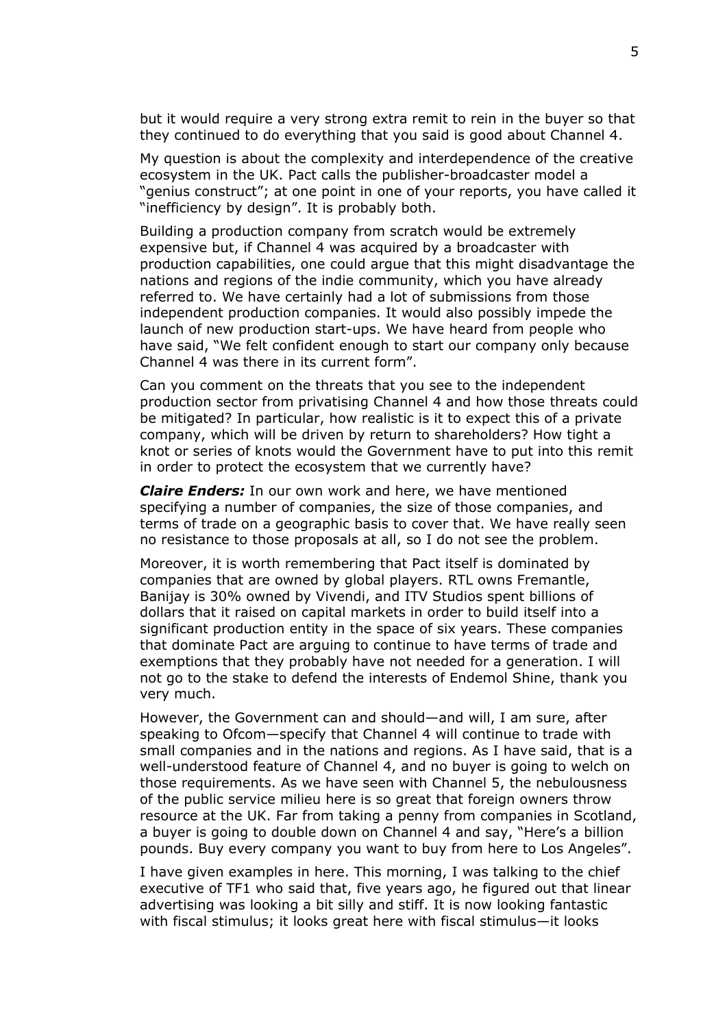but it would require a very strong extra remit to rein in the buyer so that they continued to do everything that you said is good about Channel 4.

My question is about the complexity and interdependence of the creative ecosystem in the UK. Pact calls the publisher-broadcaster model a "genius construct"; at one point in one of your reports, you have called it "inefficiency by design". It is probably both.

Building a production company from scratch would be extremely expensive but, if Channel 4 was acquired by a broadcaster with production capabilities, one could argue that this might disadvantage the nations and regions of the indie community, which you have already referred to. We have certainly had a lot of submissions from those independent production companies. It would also possibly impede the launch of new production start-ups. We have heard from people who have said, "We felt confident enough to start our company only because Channel 4 was there in its current form".

Can you comment on the threats that you see to the independent production sector from privatising Channel 4 and how those threats could be mitigated? In particular, how realistic is it to expect this of a private company, which will be driven by return to shareholders? How tight a knot or series of knots would the Government have to put into this remit in order to protect the ecosystem that we currently have?

***Claire Enders:*** In our own work and here, we have mentioned specifying a number of companies, the size of those companies, and terms of trade on a geographic basis to cover that. We have really seen no resistance to those proposals at all, so I do not see the problem.

Moreover, it is worth remembering that Pact itself is dominated by companies that are owned by global players. RTL owns Fremantle, Banijay is 30% owned by Vivendi, and ITV Studios spent billions of dollars that it raised on capital markets in order to build itself into a significant production entity in the space of six years. These companies that dominate Pact are arguing to continue to have terms of trade and exemptions that they probably have not needed for a generation. I will not go to the stake to defend the interests of Endemol Shine, thank you very much.

However, the Government can and should—and will, I am sure, after speaking to Ofcom—specify that Channel 4 will continue to trade with small companies and in the nations and regions. As I have said, that is a well-understood feature of Channel 4, and no buyer is going to welch on those requirements. As we have seen with Channel 5, the nebulousness of the public service milieu here is so great that foreign owners throw resource at the UK. Far from taking a penny from companies in Scotland, a buyer is going to double down on Channel 4 and say, "Here's a billion pounds. Buy every company you want to buy from here to Los Angeles".

I have given examples in here. This morning, I was talking to the chief executive of TF1 who said that, five years ago, he figured out that linear advertising was looking a bit silly and stiff. It is now looking fantastic with fiscal stimulus; it looks great here with fiscal stimulus—it looks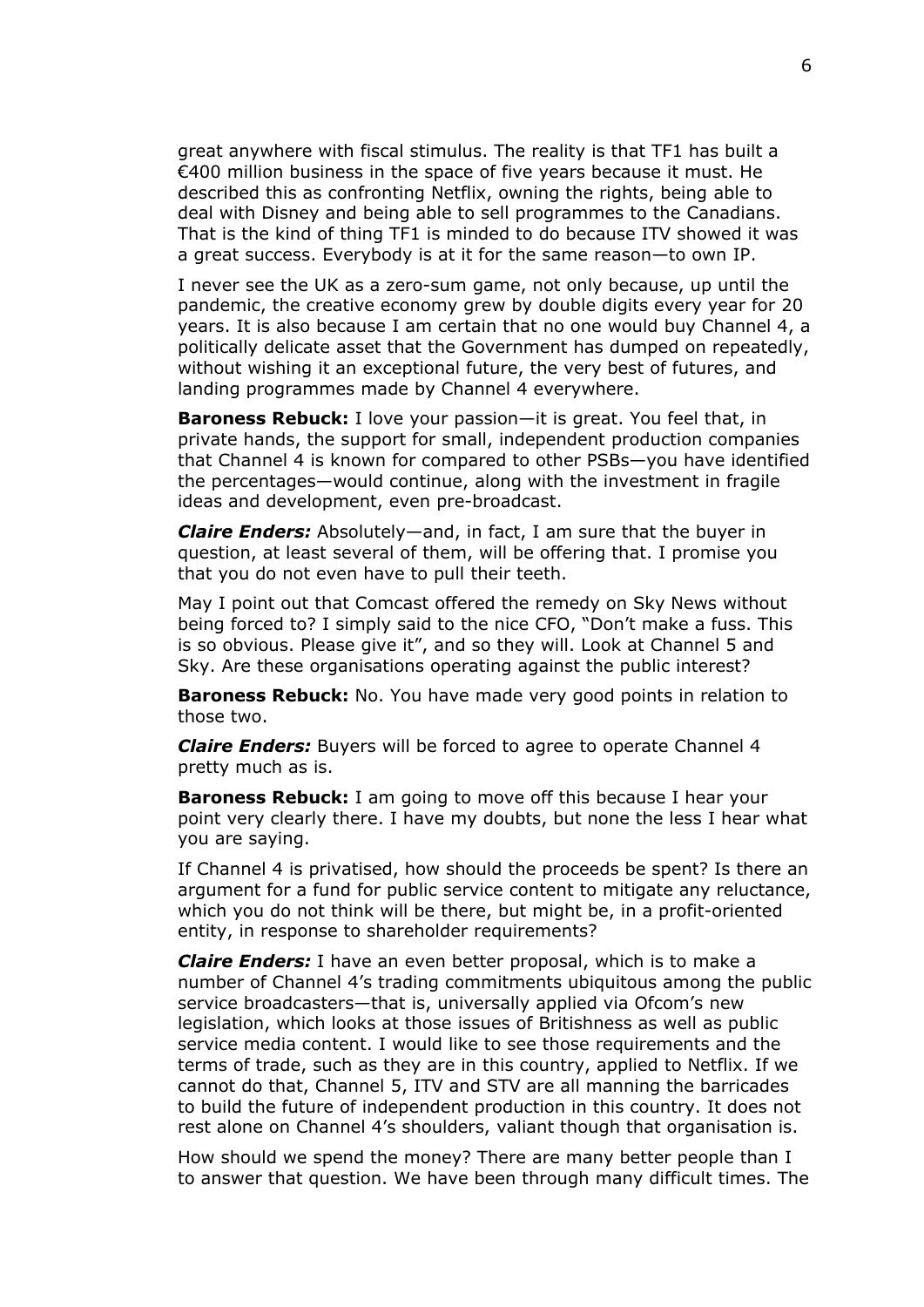great anywhere with fiscal stimulus. The reality is that TF1 has built a €400 million business in the space of five years because it must. He described this as confronting Netflix, owning the rights, being able to deal with Disney and being able to sell programmes to the Canadians. That is the kind of thing TF1 is minded to do because ITV showed it was a great success. Everybody is at it for the same reason—to own IP.

I never see the UK as a zero-sum game, not only because, up until the pandemic, the creative economy grew by double digits every year for 20 years. It is also because I am certain that no one would buy Channel 4, a politically delicate asset that the Government has dumped on repeatedly, without wishing it an exceptional future, the very best of futures, and landing programmes made by Channel 4 everywhere.

**Baroness Rebuck:** I love your passion—it is great. You feel that, in private hands, the support for small, independent production companies that Channel 4 is known for compared to other PSBs—you have identified the percentages—would continue, along with the investment in fragile ideas and development, even pre-broadcast.

***Claire Enders:*** Absolutely—and, in fact, I am sure that the buyer in question, at least several of them, will be offering that. I promise you that you do not even have to pull their teeth.

May I point out that Comcast offered the remedy on Sky News without being forced to? I simply said to the nice CFO, "Don't make a fuss. This is so obvious. Please give it", and so they will. Look at Channel 5 and Sky. Are these organisations operating against the public interest?

**Baroness Rebuck:** No. You have made very good points in relation to those two.

***Claire Enders:*** Buyers will be forced to agree to operate Channel 4 pretty much as is.

**Baroness Rebuck:** I am going to move off this because I hear your point very clearly there. I have my doubts, but none the less I hear what you are saying.

If Channel 4 is privatised, how should the proceeds be spent? Is there an argument for a fund for public service content to mitigate any reluctance, which you do not think will be there, but might be, in a profit-oriented entity, in response to shareholder requirements?

***Claire Enders:*** I have an even better proposal, which is to make a number of Channel 4's trading commitments ubiquitous among the public service broadcasters—that is, universally applied via Ofcom's new legislation, which looks at those issues of Britishness as well as public service media content. I would like to see those requirements and the terms of trade, such as they are in this country, applied to Netflix. If we cannot do that, Channel 5, ITV and STV are all manning the barricades to build the future of independent production in this country. It does not rest alone on Channel 4's shoulders, valiant though that organisation is.

How should we spend the money? There are many better people than I to answer that question. We have been through many difficult times. The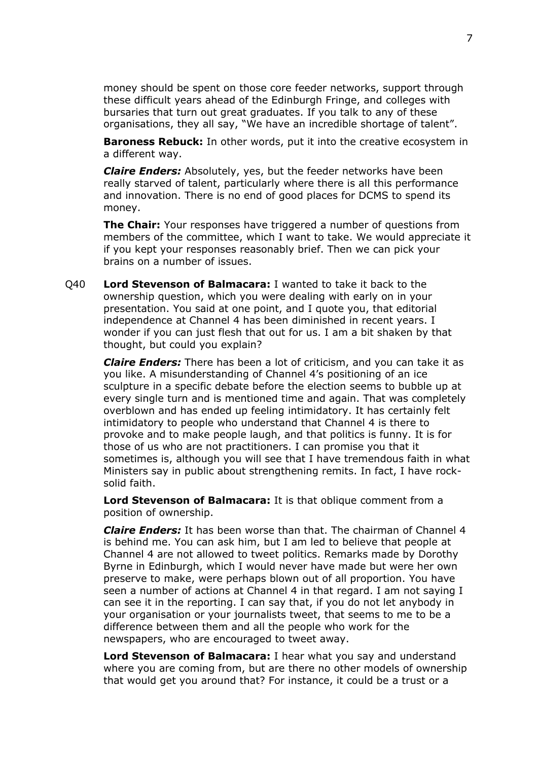money should be spent on those core feeder networks, support through these difficult years ahead of the Edinburgh Fringe, and colleges with bursaries that turn out great graduates. If you talk to any of these organisations, they all say, "We have an incredible shortage of talent".

**Baroness Rebuck:** In other words, put it into the creative ecosystem in a different way.

***Claire Enders:*** Absolutely, yes, but the feeder networks have been really starved of talent, particularly where there is all this performance and innovation. There is no end of good places for DCMS to spend its money.

**The Chair:** Your responses have triggered a number of questions from members of the committee, which I want to take. We would appreciate it if you kept your responses reasonably brief. Then we can pick your brains on a number of issues.

Q40 **Lord Stevenson of Balmacara:** I wanted to take it back to the ownership question, which you were dealing with early on in your presentation. You said at one point, and I quote you, that editorial independence at Channel 4 has been diminished in recent years. I wonder if you can just flesh that out for us. I am a bit shaken by that thought, but could you explain?

***Claire Enders:*** There has been a lot of criticism, and you can take it as you like. A misunderstanding of Channel 4's positioning of an ice sculpture in a specific debate before the election seems to bubble up at every single turn and is mentioned time and again. That was completely overblown and has ended up feeling intimidatory. It has certainly felt intimidatory to people who understand that Channel 4 is there to provoke and to make people laugh, and that politics is funny. It is for those of us who are not practitioners. I can promise you that it sometimes is, although you will see that I have tremendous faith in what Ministers say in public about strengthening remits. In fact, I have rock-solid faith.

**Lord Stevenson of Balmacara:** It is that oblique comment from a position of ownership.

***Claire Enders:*** It has been worse than that. The chairman of Channel 4 is behind me. You can ask him, but I am led to believe that people at Channel 4 are not allowed to tweet politics. Remarks made by Dorothy Byrne in Edinburgh, which I would never have made but were her own preserve to make, were perhaps blown out of all proportion. You have seen a number of actions at Channel 4 in that regard. I am not saying I can see it in the reporting. I can say that, if you do not let anybody in your organisation or your journalists tweet, that seems to me to be a difference between them and all the people who work for the newspapers, who are encouraged to tweet away.

**Lord Stevenson of Balmacara:** I hear what you say and understand where you are coming from, but are there no other models of ownership that would get you around that? For instance, it could be a trust or a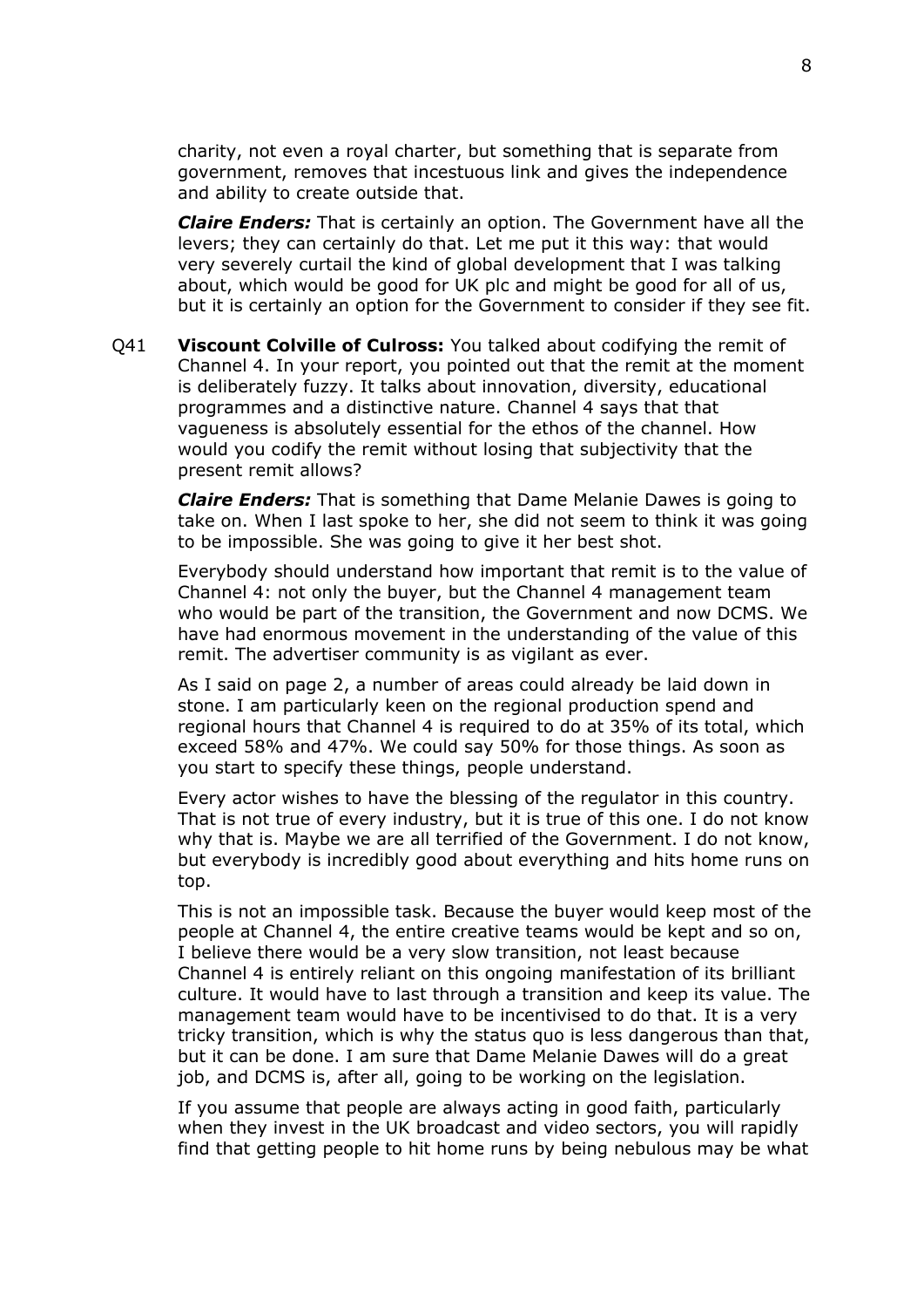charity, not even a royal charter, but something that is separate from government, removes that incestuous link and gives the independence and ability to create outside that.

***Claire Enders:*** That is certainly an option. The Government have all the levers; they can certainly do that. Let me put it this way: that would very severely curtail the kind of global development that I was talking about, which would be good for UK plc and might be good for all of us, but it is certainly an option for the Government to consider if they see fit.

Q41 **Viscount Colville of Culross:** You talked about codifying the remit of Channel 4. In your report, you pointed out that the remit at the moment is deliberately fuzzy. It talks about innovation, diversity, educational programmes and a distinctive nature. Channel 4 says that that vagueness is absolutely essential for the ethos of the channel. How would you codify the remit without losing that subjectivity that the present remit allows?

***Claire Enders:*** That is something that Dame Melanie Dawes is going to take on. When I last spoke to her, she did not seem to think it was going to be impossible. She was going to give it her best shot.

Everybody should understand how important that remit is to the value of Channel 4: not only the buyer, but the Channel 4 management team who would be part of the transition, the Government and now DCMS. We have had enormous movement in the understanding of the value of this remit. The advertiser community is as vigilant as ever.

As I said on page 2, a number of areas could already be laid down in stone. I am particularly keen on the regional production spend and regional hours that Channel 4 is required to do at 35% of its total, which exceed 58% and 47%. We could say 50% for those things. As soon as you start to specify these things, people understand.

Every actor wishes to have the blessing of the regulator in this country. That is not true of every industry, but it is true of this one. I do not know why that is. Maybe we are all terrified of the Government. I do not know, but everybody is incredibly good about everything and hits home runs on top.

This is not an impossible task. Because the buyer would keep most of the people at Channel 4, the entire creative teams would be kept and so on, I believe there would be a very slow transition, not least because Channel 4 is entirely reliant on this ongoing manifestation of its brilliant culture. It would have to last through a transition and keep its value. The management team would have to be incentivised to do that. It is a very tricky transition, which is why the status quo is less dangerous than that, but it can be done. I am sure that Dame Melanie Dawes will do a great job, and DCMS is, after all, going to be working on the legislation.

If you assume that people are always acting in good faith, particularly when they invest in the UK broadcast and video sectors, you will rapidly find that getting people to hit home runs by being nebulous may be what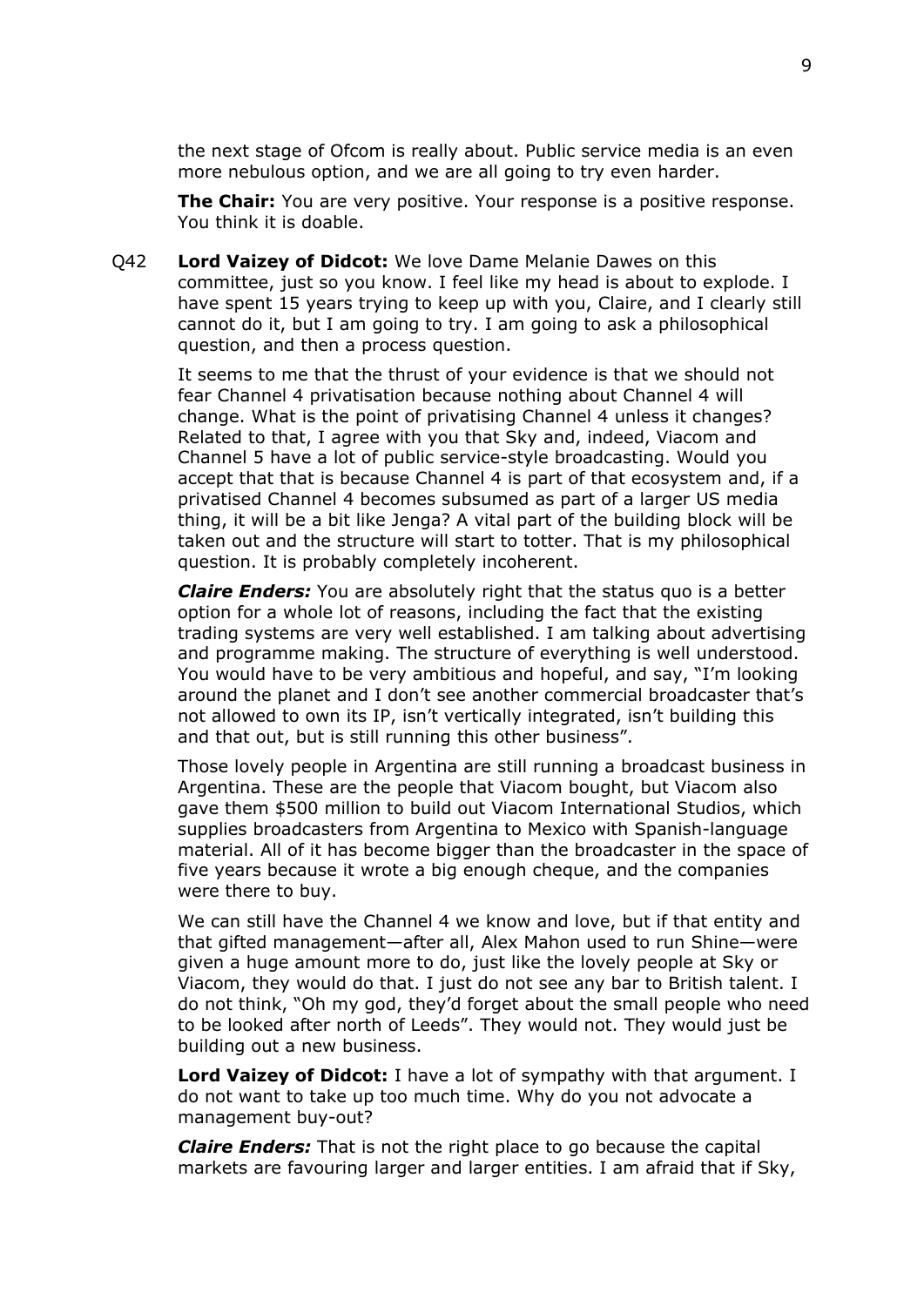the next stage of Ofcom is really about. Public service media is an even more nebulous option, and we are all going to try even harder.

**The Chair:** You are very positive. Your response is a positive response. You think it is doable.

Q42 **Lord Vaizey of Didcot:** We love Dame Melanie Dawes on this committee, just so you know. I feel like my head is about to explode. I have spent 15 years trying to keep up with you, Claire, and I clearly still cannot do it, but I am going to try. I am going to ask a philosophical question, and then a process question.

It seems to me that the thrust of your evidence is that we should not fear Channel 4 privatisation because nothing about Channel 4 will change. What is the point of privatising Channel 4 unless it changes? Related to that, I agree with you that Sky and, indeed, Viacom and Channel 5 have a lot of public service-style broadcasting. Would you accept that that is because Channel 4 is part of that ecosystem and, if a privatised Channel 4 becomes subsumed as part of a larger US media thing, it will be a bit like Jenga? A vital part of the building block will be taken out and the structure will start to totter. That is my philosophical question. It is probably completely incoherent.

***Claire Enders:*** You are absolutely right that the status quo is a better option for a whole lot of reasons, including the fact that the existing trading systems are very well established. I am talking about advertising and programme making. The structure of everything is well understood. You would have to be very ambitious and hopeful, and say, "I'm looking around the planet and I don't see another commercial broadcaster that's not allowed to own its IP, isn't vertically integrated, isn't building this and that out, but is still running this other business".

Those lovely people in Argentina are still running a broadcast business in Argentina. These are the people that Viacom bought, but Viacom also gave them \$500 million to build out Viacom International Studios, which supplies broadcasters from Argentina to Mexico with Spanish-language material. All of it has become bigger than the broadcaster in the space of five years because it wrote a big enough cheque, and the companies were there to buy.

We can still have the Channel 4 we know and love, but if that entity and that gifted management—after all, Alex Mahon used to run Shine—were given a huge amount more to do, just like the lovely people at Sky or Viacom, they would do that. I just do not see any bar to British talent. I do not think, "Oh my god, they'd forget about the small people who need to be looked after north of Leeds". They would not. They would just be building out a new business.

**Lord Vaizey of Didcot:** I have a lot of sympathy with that argument. I do not want to take up too much time. Why do you not advocate a management buy-out?

***Claire Enders:*** That is not the right place to go because the capital markets are favouring larger and larger entities. I am afraid that if Sky,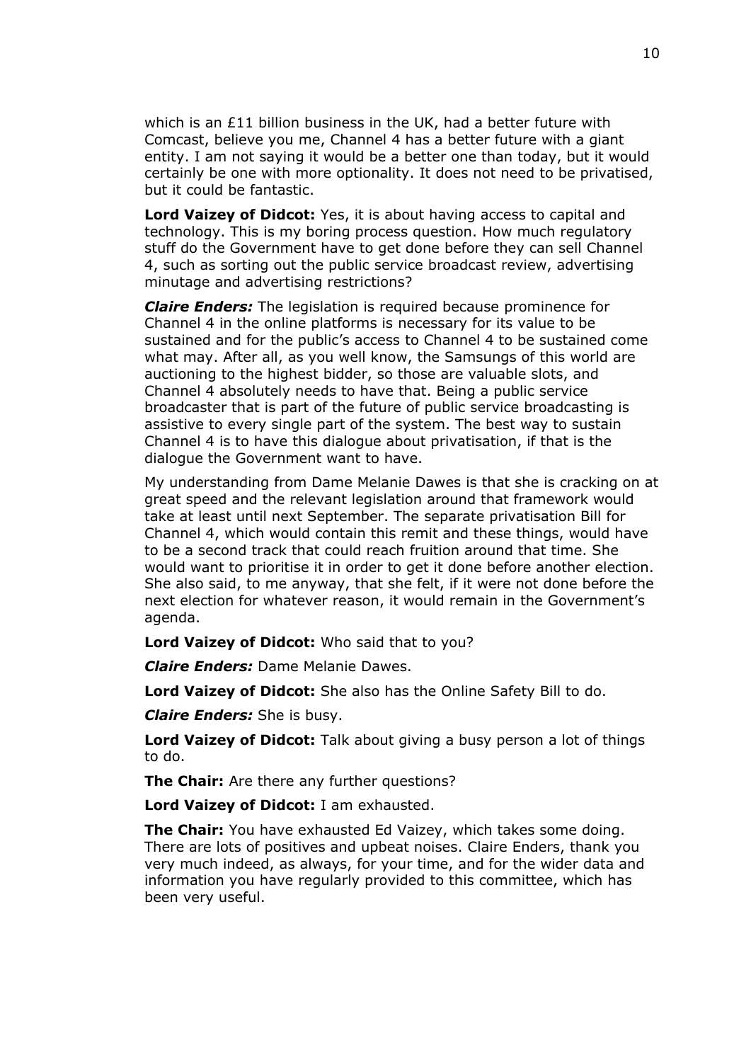which is an £11 billion business in the UK, had a better future with Comcast, believe you me, Channel 4 has a better future with a giant entity. I am not saying it would be a better one than today, but it would certainly be one with more optionality. It does not need to be privatised, but it could be fantastic.

**Lord Vaizey of Didcot:** Yes, it is about having access to capital and technology. This is my boring process question. How much regulatory stuff do the Government have to get done before they can sell Channel 4, such as sorting out the public service broadcast review, advertising minutage and advertising restrictions?

***Claire Enders:*** The legislation is required because prominence for Channel 4 in the online platforms is necessary for its value to be sustained and for the public's access to Channel 4 to be sustained come what may. After all, as you well know, the Samsungs of this world are auctioning to the highest bidder, so those are valuable slots, and Channel 4 absolutely needs to have that. Being a public service broadcaster that is part of the future of public service broadcasting is assistive to every single part of the system. The best way to sustain Channel 4 is to have this dialogue about privatisation, if that is the dialogue the Government want to have.

My understanding from Dame Melanie Dawes is that she is cracking on at great speed and the relevant legislation around that framework would take at least until next September. The separate privatisation Bill for Channel 4, which would contain this remit and these things, would have to be a second track that could reach fruition around that time. She would want to prioritise it in order to get it done before another election. She also said, to me anyway, that she felt, if it were not done before the next election for whatever reason, it would remain in the Government's agenda.

**Lord Vaizey of Didcot:** Who said that to you?

***Claire Enders:*** Dame Melanie Dawes.

**Lord Vaizey of Didcot:** She also has the Online Safety Bill to do.

***Claire Enders:*** She is busy.

**Lord Vaizey of Didcot:** Talk about giving a busy person a lot of things to do.

**The Chair:** Are there any further questions?

**Lord Vaizey of Didcot:** I am exhausted.

**The Chair:** You have exhausted Ed Vaizey, which takes some doing. There are lots of positives and upbeat noises. Claire Enders, thank you very much indeed, as always, for your time, and for the wider data and information you have regularly provided to this committee, which has been very useful.